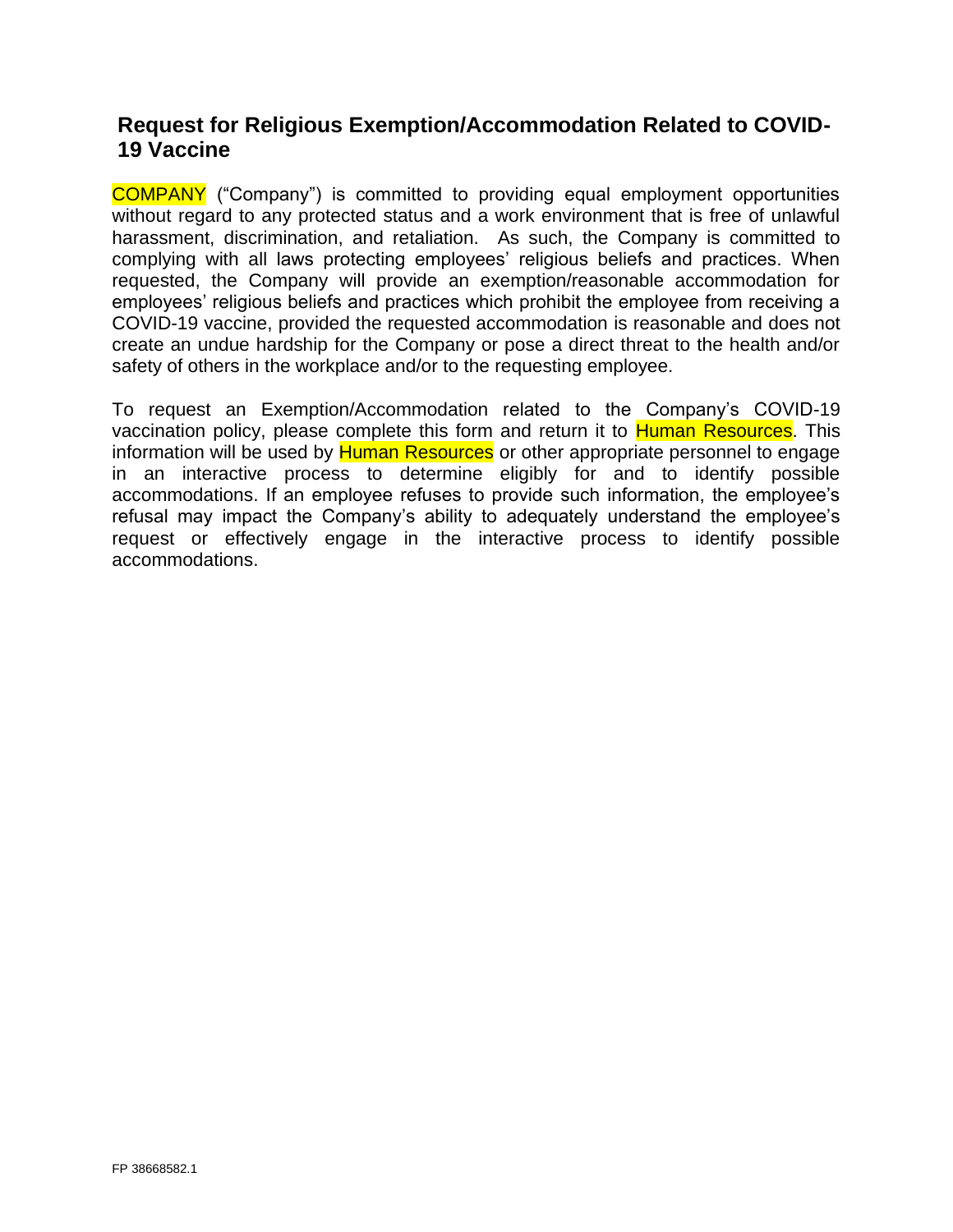# Request for Religious Exemption/Accommodation Related to COVID-19 Vaccine

COMPANY ("Company") is committed to providing equal employment opportunities without regard to any protected status and a work environment that is free of unlawful harassment, discrimination, and retaliation. As such, the Company is committed to complying with all laws protecting employees' religious beliefs and practices. When requested, the Company will provide an exemption/reasonable accommodation for employees' religious beliefs and practices which prohibit the employee from receiving a COVID-19 vaccine, provided the requested accommodation is reasonable and does not create an undue hardship for the Company or pose a direct threat to the health and/or safety of others in the workplace and/or to the requesting employee.

To request an Exemption/Accommodation related to the Company's COVID-19 vaccination policy, please complete this form and return it to Human Resources. This information will be used by Human Resources or other appropriate personnel to engage in an interactive process to determine eligibly for and to identify possible accommodations. If an employee refuses to provide such information, the employee's refusal may impact the Company's ability to adequately understand the employee's request or effectively engage in the interactive process to identify possible accommodations.

FP 38668582.1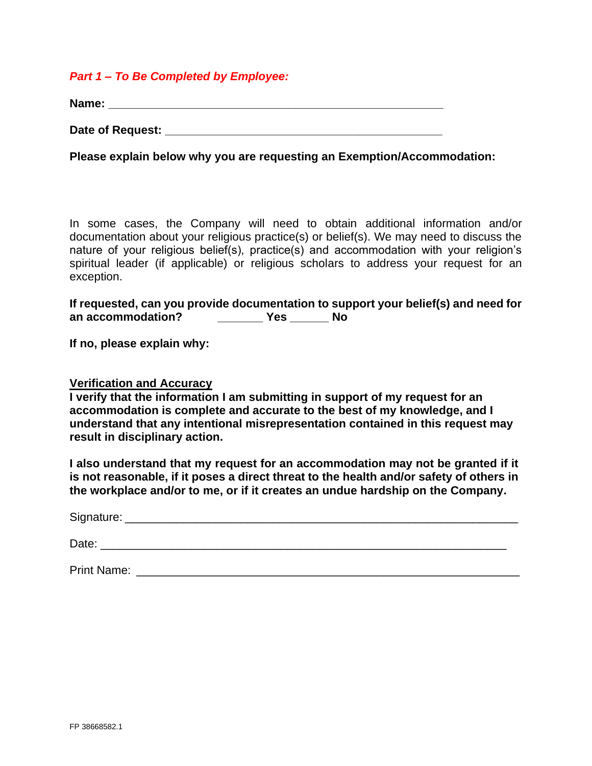*Part 1 – To Be Completed by Employee:*

**Name: ______________________________________________**

**Date of Request: _______________________________________**

**Please explain below why you are requesting an Exemption/Accommodation:**

In some cases, the Company will need to obtain additional information and/or documentation about your religious practice(s) or belief(s). We may need to discuss the nature of your religious belief(s), practice(s) and accommodation with your religion's spiritual leader (if applicable) or religious scholars to address your request for an exception.

**If requested, can you provide documentation to support your belief(s) and need for an accommodation? _______ Yes ______ No**

**If no, please explain why:**

**Verification and Accuracy**

**I verify that the information I am submitting in support of my request for an accommodation is complete and accurate to the best of my knowledge, and I understand that any intentional misrepresentation contained in this request may result in disciplinary action.**

**I also understand that my request for an accommodation may not be granted if it is not reasonable, if it poses a direct threat to the health and/or safety of others in the workplace and/or to me, or if it creates an undue hardship on the Company.**

Signature: _______________________________________________________

Date: ___________________________________________________________

Print Name: ______________________________________________________

FP 38668582.1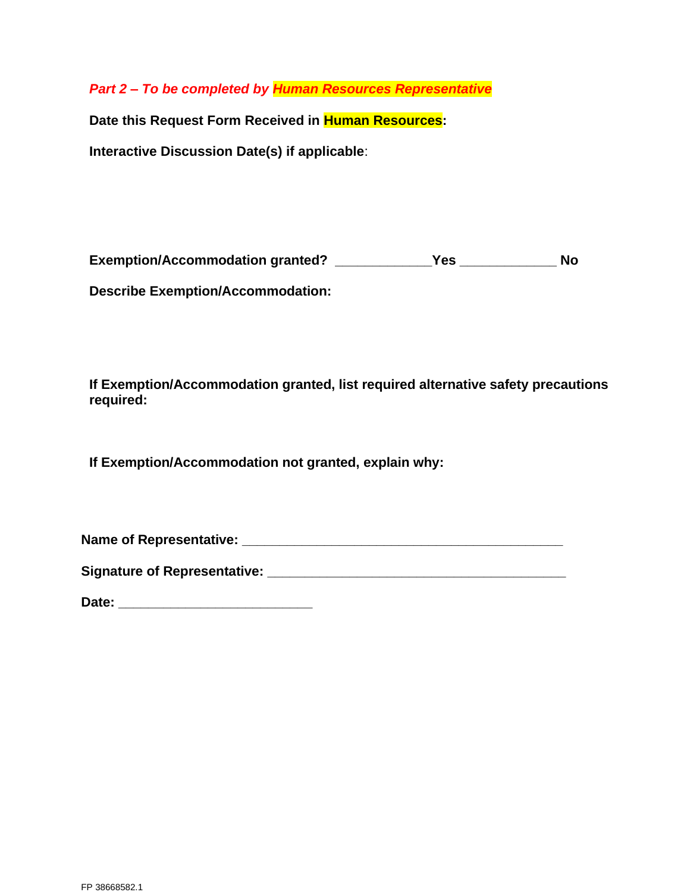***Part 2 – To be completed by Human Resources Representative***

**Date this Request Form Received in Human Resources:**

**Interactive Discussion Date(s) if applicable**:

**Exemption/Accommodation granted? _____________Yes _____________ No**

**Describe Exemption/Accommodation:**

**If Exemption/Accommodation granted, list required alternative safety precautions required:**

**If Exemption/Accommodation not granted, explain why:**

**Name of Representative: ___________________________________________**

**Signature of Representative: ________________________________________**

**Date: __________________________**

FP 38668582.1